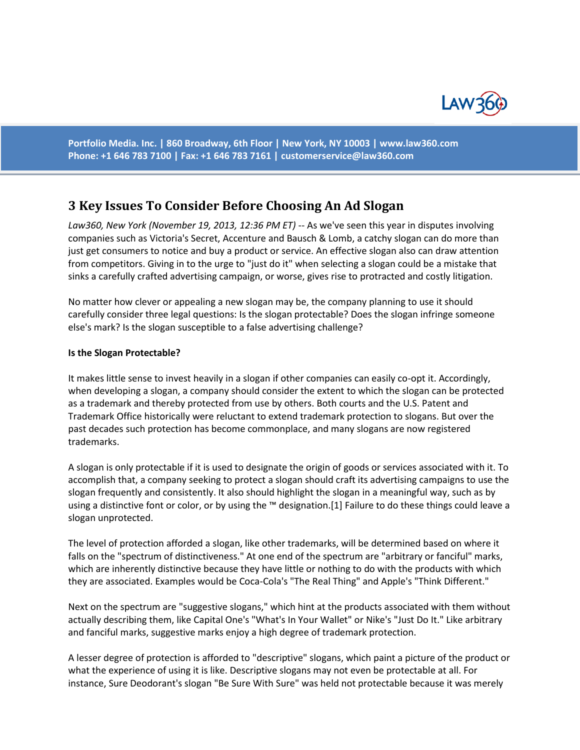Portfolio Media. Inc. | 860 Broadway, 6th Floor | New York, NY 10003 | www.law360.com
Phone: +1 646 783 7100 | Fax: +1 646 783 7161 | customerservice@law360.com

# 3 Key Issues To Consider Before Choosing An Ad Slogan

*Law360, New York (November 19, 2013, 12:36 PM ET)* -- As we've seen this year in disputes involving companies such as Victoria's Secret, Accenture and Bausch & Lomb, a catchy slogan can do more than just get consumers to notice and buy a product or service. An effective slogan also can draw attention from competitors. Giving in to the urge to "just do it" when selecting a slogan could be a mistake that sinks a carefully crafted advertising campaign, or worse, gives rise to protracted and costly litigation.

No matter how clever or appealing a new slogan may be, the company planning to use it should carefully consider three legal questions: Is the slogan protectable? Does the slogan infringe someone else's mark? Is the slogan susceptible to a false advertising challenge?

**Is the Slogan Protectable?**

It makes little sense to invest heavily in a slogan if other companies can easily co-opt it. Accordingly, when developing a slogan, a company should consider the extent to which the slogan can be protected as a trademark and thereby protected from use by others. Both courts and the U.S. Patent and Trademark Office historically were reluctant to extend trademark protection to slogans. But over the past decades such protection has become commonplace, and many slogans are now registered trademarks.

A slogan is only protectable if it is used to designate the origin of goods or services associated with it. To accomplish that, a company seeking to protect a slogan should craft its advertising campaigns to use the slogan frequently and consistently. It also should highlight the slogan in a meaningful way, such as by using a distinctive font or color, or by using the ™ designation.[1] Failure to do these things could leave a slogan unprotected.

The level of protection afforded a slogan, like other trademarks, will be determined based on where it falls on the "spectrum of distinctiveness." At one end of the spectrum are "arbitrary or fanciful" marks, which are inherently distinctive because they have little or nothing to do with the products with which they are associated. Examples would be Coca-Cola's "The Real Thing" and Apple's "Think Different."

Next on the spectrum are "suggestive slogans," which hint at the products associated with them without actually describing them, like Capital One's "What's In Your Wallet" or Nike's "Just Do It." Like arbitrary and fanciful marks, suggestive marks enjoy a high degree of trademark protection.

A lesser degree of protection is afforded to "descriptive" slogans, which paint a picture of the product or what the experience of using it is like. Descriptive slogans may not even be protectable at all. For instance, Sure Deodorant's slogan "Be Sure With Sure" was held not protectable because it was merely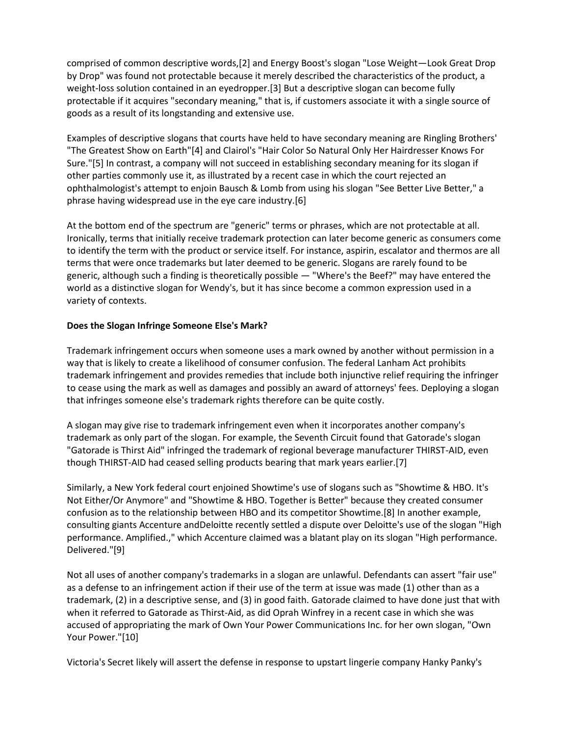comprised of common descriptive words,[2] and Energy Boost's slogan "Lose Weight—Look Great Drop by Drop" was found not protectable because it merely described the characteristics of the product, a weight-loss solution contained in an eyedropper.[3] But a descriptive slogan can become fully protectable if it acquires "secondary meaning," that is, if customers associate it with a single source of goods as a result of its longstanding and extensive use.

Examples of descriptive slogans that courts have held to have secondary meaning are Ringling Brothers' "The Greatest Show on Earth"[4] and Clairol's "Hair Color So Natural Only Her Hairdresser Knows For Sure."[5] In contrast, a company will not succeed in establishing secondary meaning for its slogan if other parties commonly use it, as illustrated by a recent case in which the court rejected an ophthalmologist's attempt to enjoin Bausch & Lomb from using his slogan "See Better Live Better," a phrase having widespread use in the eye care industry.[6]

At the bottom end of the spectrum are "generic" terms or phrases, which are not protectable at all. Ironically, terms that initially receive trademark protection can later become generic as consumers come to identify the term with the product or service itself. For instance, aspirin, escalator and thermos are all terms that were once trademarks but later deemed to be generic. Slogans are rarely found to be generic, although such a finding is theoretically possible — "Where's the Beef?" may have entered the world as a distinctive slogan for Wendy's, but it has since become a common expression used in a variety of contexts.

**Does the Slogan Infringe Someone Else's Mark?**

Trademark infringement occurs when someone uses a mark owned by another without permission in a way that is likely to create a likelihood of consumer confusion. The federal Lanham Act prohibits trademark infringement and provides remedies that include both injunctive relief requiring the infringer to cease using the mark as well as damages and possibly an award of attorneys' fees. Deploying a slogan that infringes someone else's trademark rights therefore can be quite costly.

A slogan may give rise to trademark infringement even when it incorporates another company's trademark as only part of the slogan. For example, the Seventh Circuit found that Gatorade's slogan "Gatorade is Thirst Aid" infringed the trademark of regional beverage manufacturer THIRST-AID, even though THIRST-AID had ceased selling products bearing that mark years earlier.[7]

Similarly, a New York federal court enjoined Showtime's use of slogans such as "Showtime & HBO. It's Not Either/Or Anymore" and "Showtime & HBO. Together is Better" because they created consumer confusion as to the relationship between HBO and its competitor Showtime.[8] In another example, consulting giants Accenture andDeloitte recently settled a dispute over Deloitte's use of the slogan "High performance. Amplified.," which Accenture claimed was a blatant play on its slogan "High performance. Delivered."[9]

Not all uses of another company's trademarks in a slogan are unlawful. Defendants can assert "fair use" as a defense to an infringement action if their use of the term at issue was made (1) other than as a trademark, (2) in a descriptive sense, and (3) in good faith. Gatorade claimed to have done just that with when it referred to Gatorade as Thirst-Aid, as did Oprah Winfrey in a recent case in which she was accused of appropriating the mark of Own Your Power Communications Inc. for her own slogan, "Own Your Power."[10]

Victoria's Secret likely will assert the defense in response to upstart lingerie company Hanky Panky's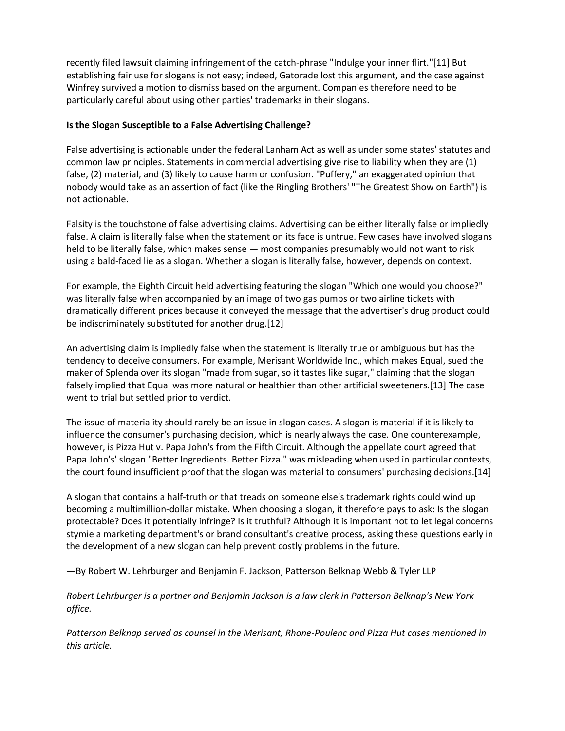recently filed lawsuit claiming infringement of the catch-phrase "Indulge your inner flirt."[11] But establishing fair use for slogans is not easy; indeed, Gatorade lost this argument, and the case against Winfrey survived a motion to dismiss based on the argument. Companies therefore need to be particularly careful about using other parties' trademarks in their slogans.

**Is the Slogan Susceptible to a False Advertising Challenge?**

False advertising is actionable under the federal Lanham Act as well as under some states' statutes and common law principles. Statements in commercial advertising give rise to liability when they are (1) false, (2) material, and (3) likely to cause harm or confusion. "Puffery," an exaggerated opinion that nobody would take as an assertion of fact (like the Ringling Brothers' "The Greatest Show on Earth") is not actionable.

Falsity is the touchstone of false advertising claims. Advertising can be either literally false or impliedly false. A claim is literally false when the statement on its face is untrue. Few cases have involved slogans held to be literally false, which makes sense — most companies presumably would not want to risk using a bald-faced lie as a slogan. Whether a slogan is literally false, however, depends on context.

For example, the Eighth Circuit held advertising featuring the slogan "Which one would you choose?" was literally false when accompanied by an image of two gas pumps or two airline tickets with dramatically different prices because it conveyed the message that the advertiser's drug product could be indiscriminately substituted for another drug.[12]

An advertising claim is impliedly false when the statement is literally true or ambiguous but has the tendency to deceive consumers. For example, Merisant Worldwide Inc., which makes Equal, sued the maker of Splenda over its slogan "made from sugar, so it tastes like sugar," claiming that the slogan falsely implied that Equal was more natural or healthier than other artificial sweeteners.[13] The case went to trial but settled prior to verdict.

The issue of materiality should rarely be an issue in slogan cases. A slogan is material if it is likely to influence the consumer's purchasing decision, which is nearly always the case. One counterexample, however, is Pizza Hut v. Papa John's from the Fifth Circuit. Although the appellate court agreed that Papa John's' slogan "Better Ingredients. Better Pizza." was misleading when used in particular contexts, the court found insufficient proof that the slogan was material to consumers' purchasing decisions.[14]

A slogan that contains a half-truth or that treads on someone else's trademark rights could wind up becoming a multimillion-dollar mistake. When choosing a slogan, it therefore pays to ask: Is the slogan protectable? Does it potentially infringe? Is it truthful? Although it is important not to let legal concerns stymie a marketing department's or brand consultant's creative process, asking these questions early in the development of a new slogan can help prevent costly problems in the future.

—By Robert W. Lehrburger and Benjamin F. Jackson, Patterson Belknap Webb & Tyler LLP

*Robert Lehrburger is a partner and Benjamin Jackson is a law clerk in Patterson Belknap's New York office.*

*Patterson Belknap served as counsel in the Merisant, Rhone-Poulenc and Pizza Hut cases mentioned in this article.*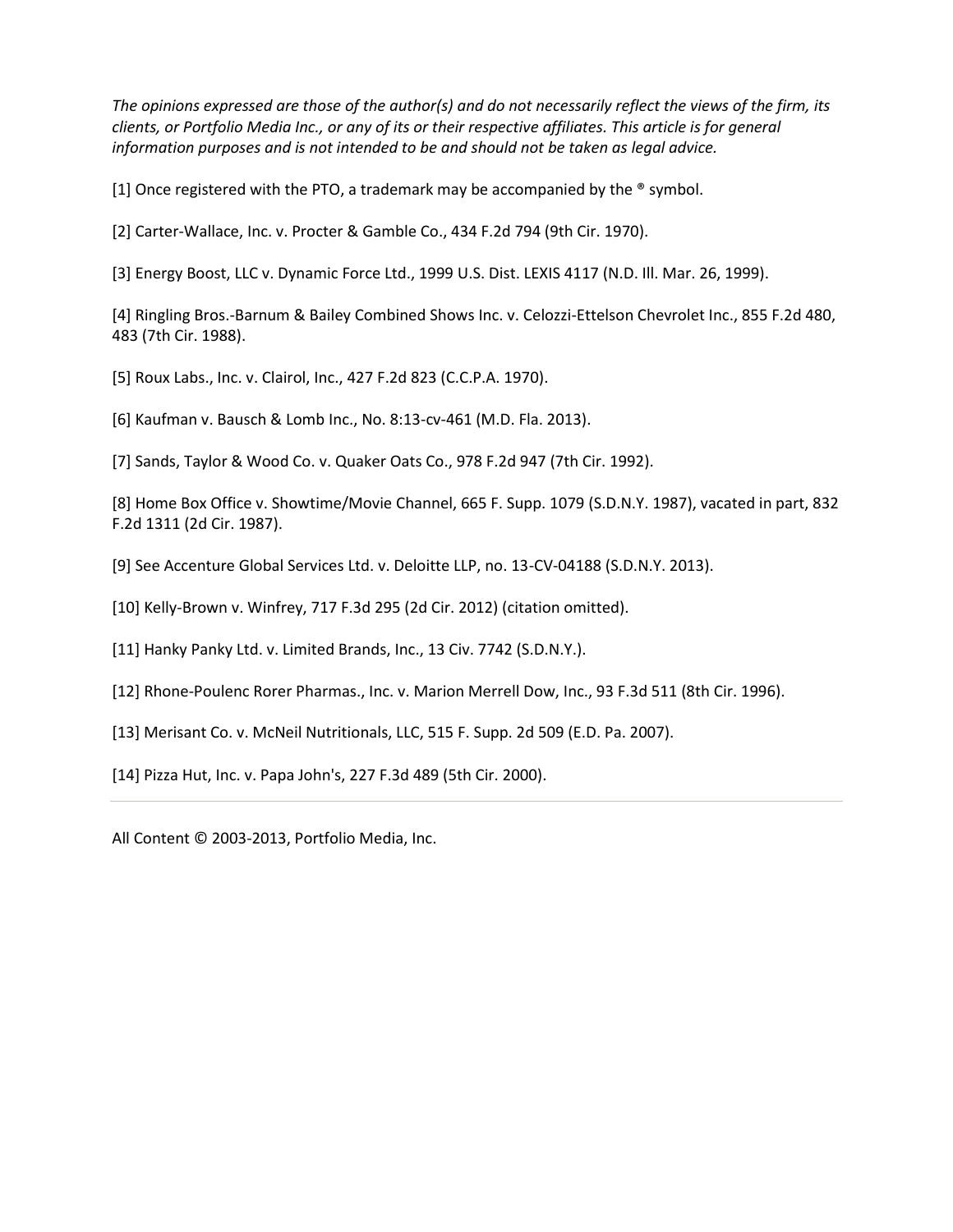*The opinions expressed are those of the author(s) and do not necessarily reflect the views of the firm, its clients, or Portfolio Media Inc., or any of its or their respective affiliates. This article is for general information purposes and is not intended to be and should not be taken as legal advice.*

[1] Once registered with the PTO, a trademark may be accompanied by the ® symbol.

[2] Carter-Wallace, Inc. v. Procter & Gamble Co., 434 F.2d 794 (9th Cir. 1970).

[3] Energy Boost, LLC v. Dynamic Force Ltd., 1999 U.S. Dist. LEXIS 4117 (N.D. Ill. Mar. 26, 1999).

[4] Ringling Bros.-Barnum & Bailey Combined Shows Inc. v. Celozzi-Ettelson Chevrolet Inc., 855 F.2d 480, 483 (7th Cir. 1988).

[5] Roux Labs., Inc. v. Clairol, Inc., 427 F.2d 823 (C.C.P.A. 1970).

[6] Kaufman v. Bausch & Lomb Inc., No. 8:13-cv-461 (M.D. Fla. 2013).

[7] Sands, Taylor & Wood Co. v. Quaker Oats Co., 978 F.2d 947 (7th Cir. 1992).

[8] Home Box Office v. Showtime/Movie Channel, 665 F. Supp. 1079 (S.D.N.Y. 1987), vacated in part, 832 F.2d 1311 (2d Cir. 1987).

[9] See Accenture Global Services Ltd. v. Deloitte LLP, no. 13-CV-04188 (S.D.N.Y. 2013).

[10] Kelly-Brown v. Winfrey, 717 F.3d 295 (2d Cir. 2012) (citation omitted).

[11] Hanky Panky Ltd. v. Limited Brands, Inc., 13 Civ. 7742 (S.D.N.Y.).

[12] Rhone-Poulenc Rorer Pharmas., Inc. v. Marion Merrell Dow, Inc., 93 F.3d 511 (8th Cir. 1996).

[13] Merisant Co. v. McNeil Nutritionals, LLC, 515 F. Supp. 2d 509 (E.D. Pa. 2007).

[14] Pizza Hut, Inc. v. Papa John's, 227 F.3d 489 (5th Cir. 2000).

---

All Content © 2003-2013, Portfolio Media, Inc.